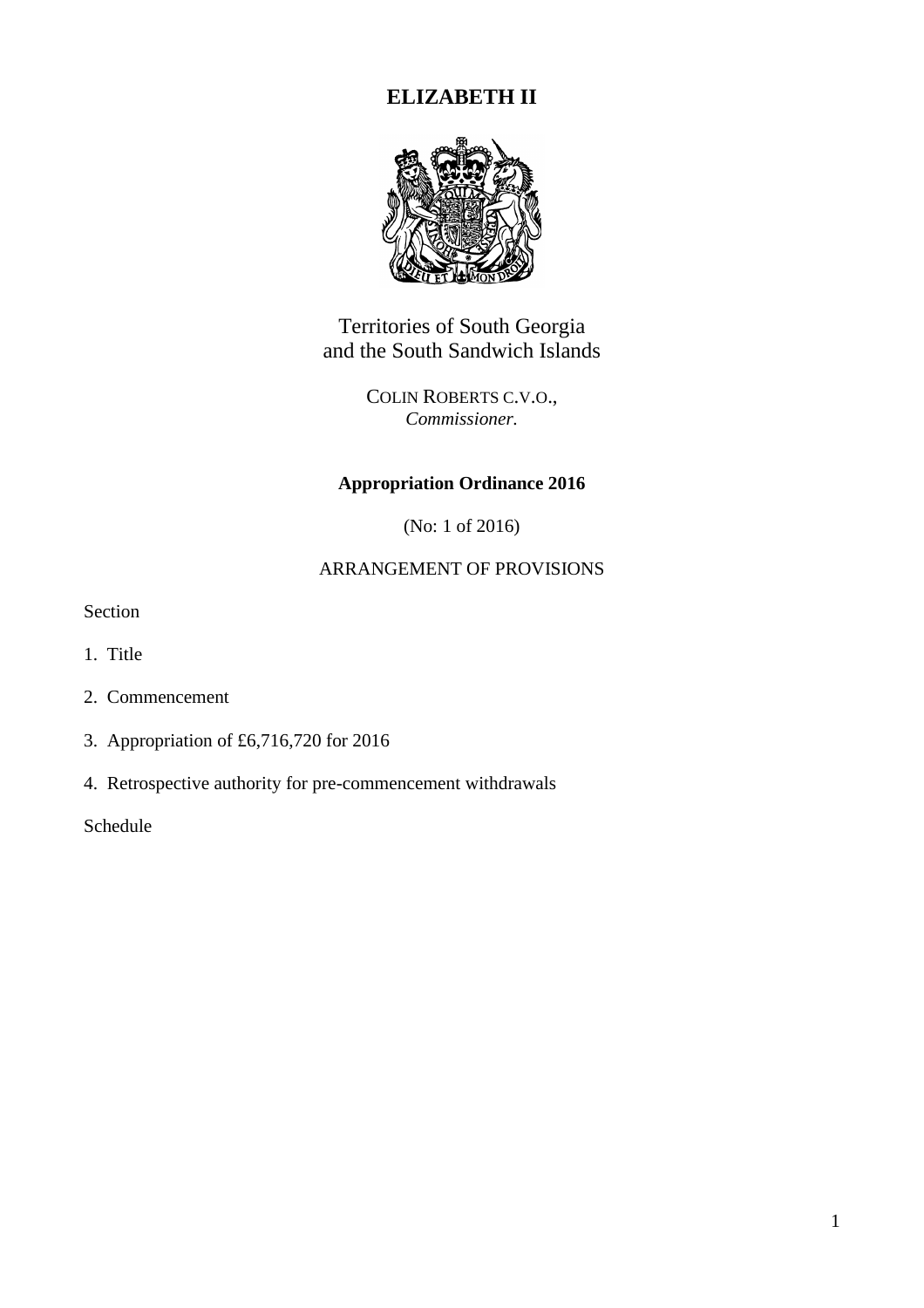# ELIZABETH II

Territories of South Georgia
and the South Sandwich Islands

COLIN ROBERTS C.V.O.,
*Commissioner.*

## Appropriation Ordinance 2016

(No: 1 of 2016)

ARRANGEMENT OF PROVISIONS

Section

1. Title
2. Commencement
3. Appropriation of £6,716,720 for 2016
4. Retrospective authority for pre-commencement withdrawals

Schedule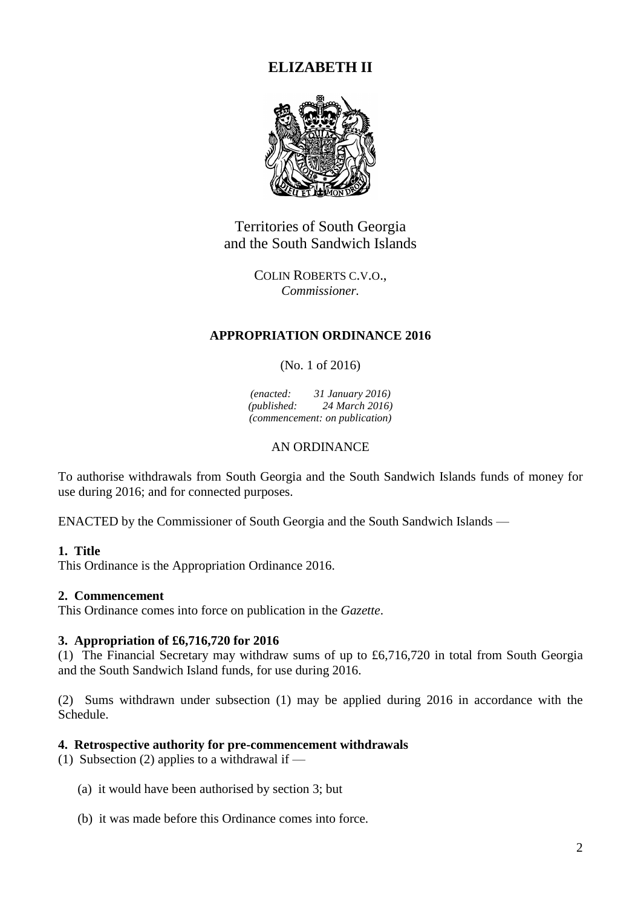# ELIZABETH II

Territories of South Georgia
and the South Sandwich Islands

COLIN ROBERTS C.V.O.,
*Commissioner.*

## APPROPRIATION ORDINANCE 2016

(No. 1 of 2016)

*(enacted: 31 January 2016)*
*(published: 24 March 2016)*
*(commencement: on publication)*

AN ORDINANCE

To authorise withdrawals from South Georgia and the South Sandwich Islands funds of money for use during 2016; and for connected purposes.

ENACTED by the Commissioner of South Georgia and the South Sandwich Islands —

**1. Title**
This Ordinance is the Appropriation Ordinance 2016.

**2. Commencement**
This Ordinance comes into force on publication in the *Gazette*.

**3. Appropriation of £6,716,720 for 2016**
(1) The Financial Secretary may withdraw sums of up to £6,716,720 in total from South Georgia and the South Sandwich Island funds, for use during 2016.

(2) Sums withdrawn under subsection (1) may be applied during 2016 in accordance with the Schedule.

**4. Retrospective authority for pre-commencement withdrawals**
(1) Subsection (2) applies to a withdrawal if —

(a) it would have been authorised by section 3; but

(b) it was made before this Ordinance comes into force.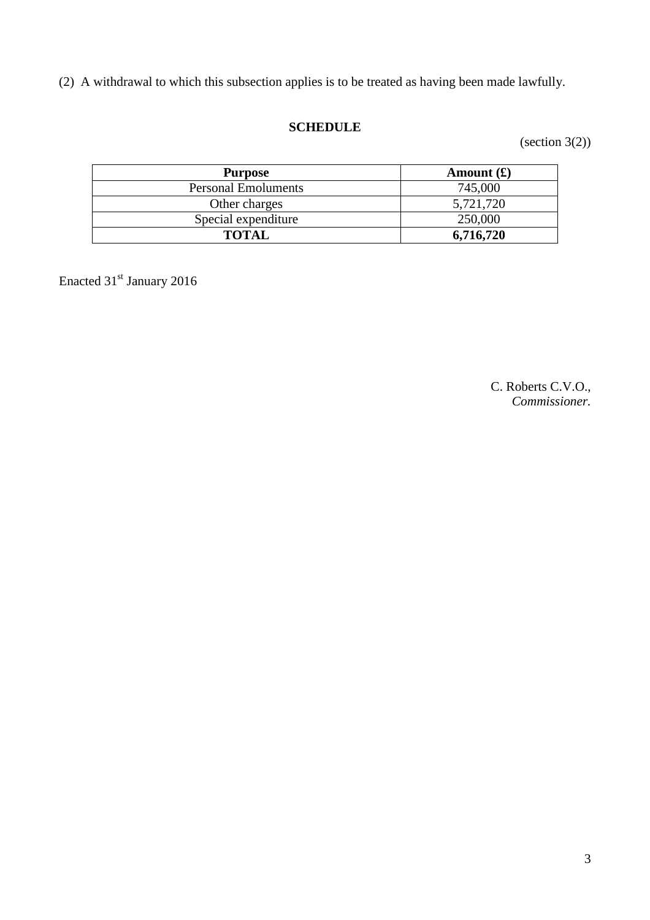(2) A withdrawal to which this subsection applies is to be treated as having been made lawfully.

## SCHEDULE

(section 3(2))

| Purpose | Amount (£) |
| --- | --- |
| Personal Emoluments | 745,000 |
| Other charges | 5,721,720 |
| Special expenditure | 250,000 |
| **TOTAL** | **6,716,720** |

Enacted 31st January 2016

C. Roberts C.V.O.,
*Commissioner.*